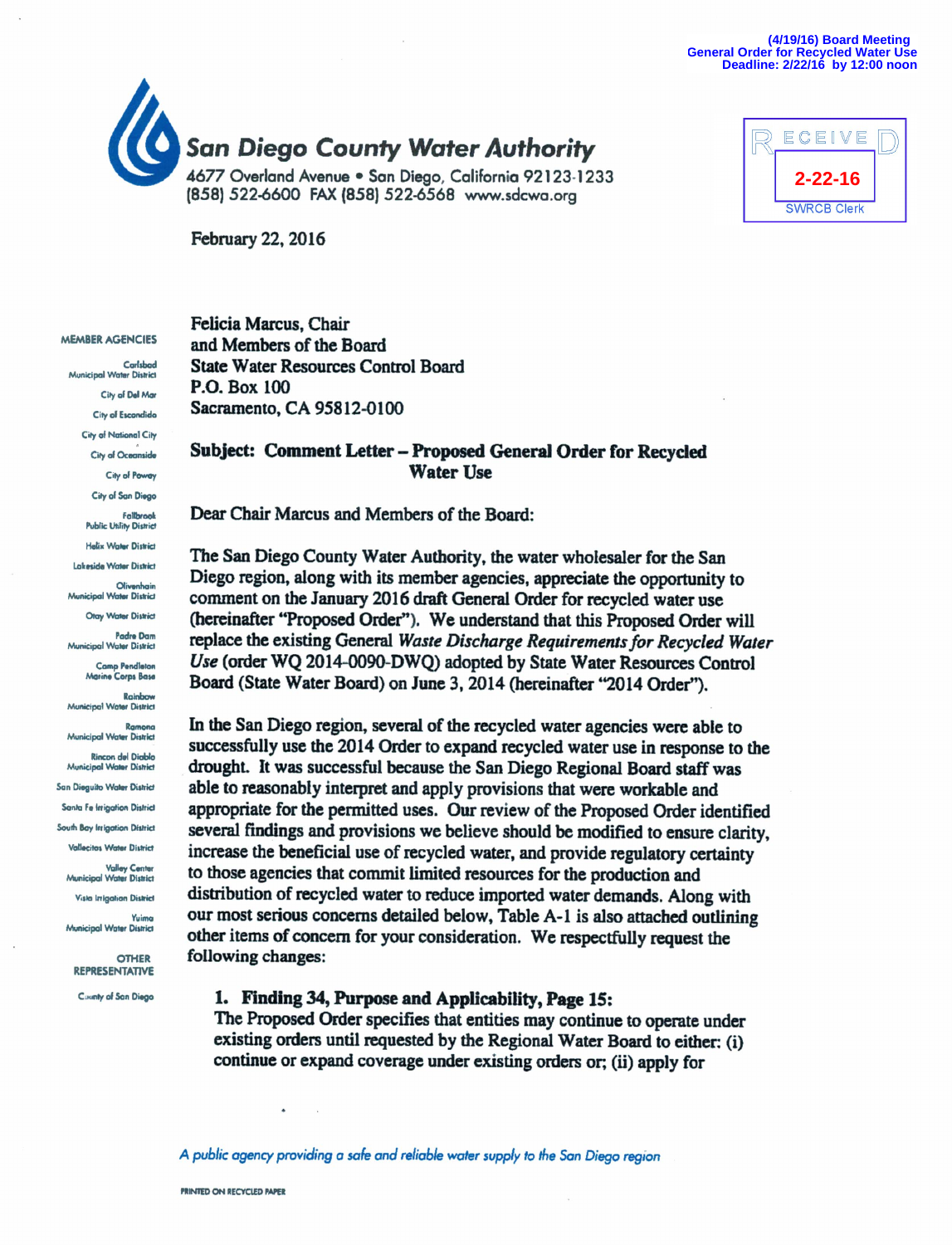(4/19/16) Board Meeting
General Order for Recycled Water Use
Deadline: 2/22/16 by 12:00 noon

**San Diego County Water Authority**
4677 Overland Avenue • San Diego, California 92123-1233
(858) 522-6600 FAX (858) 522-6568 www.sdcwa.org

RECEIVED
2-22-16
SWRCB Clerk

February 22, 2016

MEMBER AGENCIES

Carlsbad Municipal Water District
City of Del Mar
City of Escondido
City of National City
City of Oceanside
City of Poway
City of San Diego
Fallbrook Public Utility District
Helix Water District
Lakeside Water District
Olivenhain Municipal Water District
Otay Water District
Padre Dam Municipal Water District
Camp Pendleton Marine Corps Base
Rainbow Municipal Water District
Ramona Municipal Water District
Rincon del Diablo Municipal Water District
San Dieguito Water District
Santa Fe Irrigation District
South Bay Irrigation District
Vallecitos Water District
Valley Center Municipal Water District
Vista Irrigation District
Yuima Municipal Water District

OTHER REPRESENTATIVE

County of San Diego

Felicia Marcus, Chair
and Members of the Board
State Water Resources Control Board
P.O. Box 100
Sacramento, CA 95812-0100

**Subject: Comment Letter – Proposed General Order for Recycled Water Use**

Dear Chair Marcus and Members of the Board:

The San Diego County Water Authority, the water wholesaler for the San Diego region, along with its member agencies, appreciate the opportunity to comment on the January 2016 draft General Order for recycled water use (hereinafter "Proposed Order"). We understand that this Proposed Order will replace the existing General *Waste Discharge Requirements for Recycled Water Use* (order WQ 2014-0090-DWQ) adopted by State Water Resources Control Board (State Water Board) on June 3, 2014 (hereinafter "2014 Order").

In the San Diego region, several of the recycled water agencies were able to successfully use the 2014 Order to expand recycled water use in response to the drought. It was successful because the San Diego Regional Board staff was able to reasonably interpret and apply provisions that were workable and appropriate for the permitted uses. Our review of the Proposed Order identified several findings and provisions we believe should be modified to ensure clarity, increase the beneficial use of recycled water, and provide regulatory certainty to those agencies that commit limited resources for the production and distribution of recycled water to reduce imported water demands. Along with our most serious concerns detailed below, Table A-1 is also attached outlining other items of concern for your consideration. We respectfully request the following changes:

1. **Finding 34, Purpose and Applicability, Page 15:**
   The Proposed Order specifies that entities may continue to operate under existing orders until requested by the Regional Water Board to either: (i) continue or expand coverage under existing orders or; (ii) apply for

*A public agency providing a safe and reliable water supply to the San Diego region*

PRINTED ON RECYCLED PAPER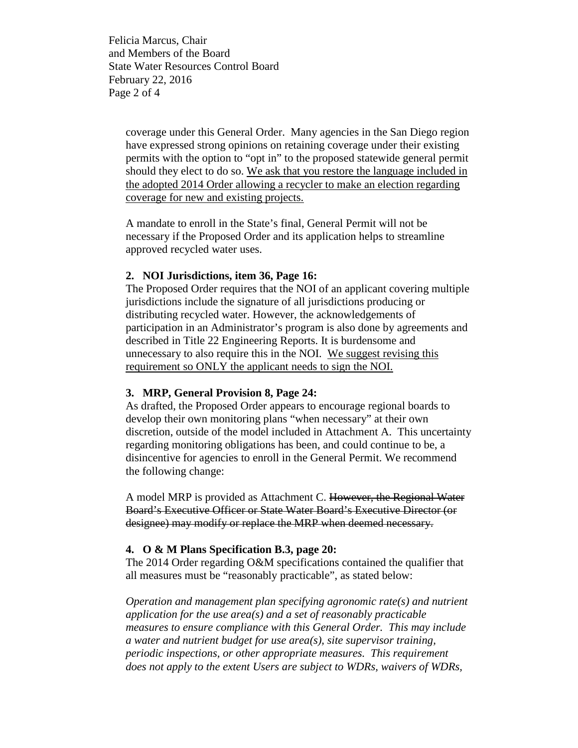coverage under this General Order. Many agencies in the San Diego region have expressed strong opinions on retaining coverage under their existing permits with the option to "opt in" to the proposed statewide general permit should they elect to do so. <u>We ask that you restore the language included in the adopted 2014 Order allowing a recycler to make an election regarding coverage for new and existing projects.</u>

A mandate to enroll in the State's final, General Permit will not be necessary if the Proposed Order and its application helps to streamline approved recycled water uses.

**2. NOI Jurisdictions, item 36, Page 16:**
The Proposed Order requires that the NOI of an applicant covering multiple jurisdictions include the signature of all jurisdictions producing or distributing recycled water. However, the acknowledgements of participation in an Administrator's program is also done by agreements and described in Title 22 Engineering Reports. It is burdensome and unnecessary to also require this in the NOI. <u>We suggest revising this requirement so ONLY the applicant needs to sign the NOI.</u>

**3. MRP, General Provision 8, Page 24:**
As drafted, the Proposed Order appears to encourage regional boards to develop their own monitoring plans "when necessary" at their own discretion, outside of the model included in Attachment A. This uncertainty regarding monitoring obligations has been, and could continue to be, a disincentive for agencies to enroll in the General Permit. We recommend the following change:

A model MRP is provided as Attachment C. ~~However, the Regional Water Board's Executive Officer or State Water Board's Executive Director (or designee) may modify or replace the MRP when deemed necessary.~~

**4. O & M Plans Specification B.3, page 20:**
The 2014 Order regarding O&M specifications contained the qualifier that all measures must be "reasonably practicable", as stated below:

*Operation and management plan specifying agronomic rate(s) and nutrient application for the use area(s) and a set of reasonably practicable measures to ensure compliance with this General Order. This may include a water and nutrient budget for use area(s), site supervisor training, periodic inspections, or other appropriate measures. This requirement does not apply to the extent Users are subject to WDRs, waivers of WDRs,*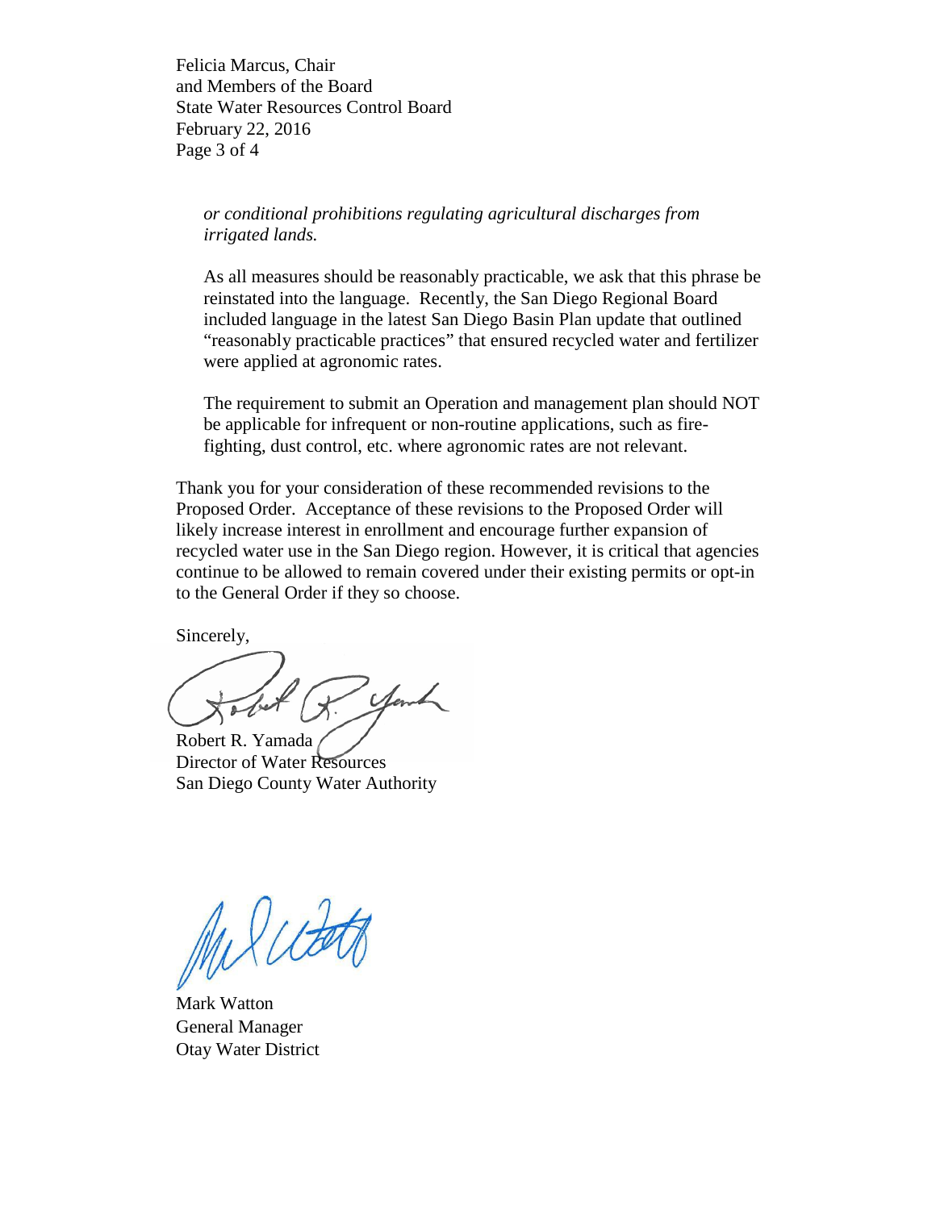*or conditional prohibitions regulating agricultural discharges from irrigated lands.*

As all measures should be reasonably practicable, we ask that this phrase be reinstated into the language. Recently, the San Diego Regional Board included language in the latest San Diego Basin Plan update that outlined "reasonably practicable practices" that ensured recycled water and fertilizer were applied at agronomic rates.

The requirement to submit an Operation and management plan should NOT be applicable for infrequent or non-routine applications, such as fire-fighting, dust control, etc. where agronomic rates are not relevant.

Thank you for your consideration of these recommended revisions to the Proposed Order. Acceptance of these revisions to the Proposed Order will likely increase interest in enrollment and encourage further expansion of recycled water use in the San Diego region. However, it is critical that agencies continue to be allowed to remain covered under their existing permits or opt-in to the General Order if they so choose.

Sincerely,

Robert R. Yamada
Director of Water Resources
San Diego County Water Authority

Mark Watton
General Manager
Otay Water District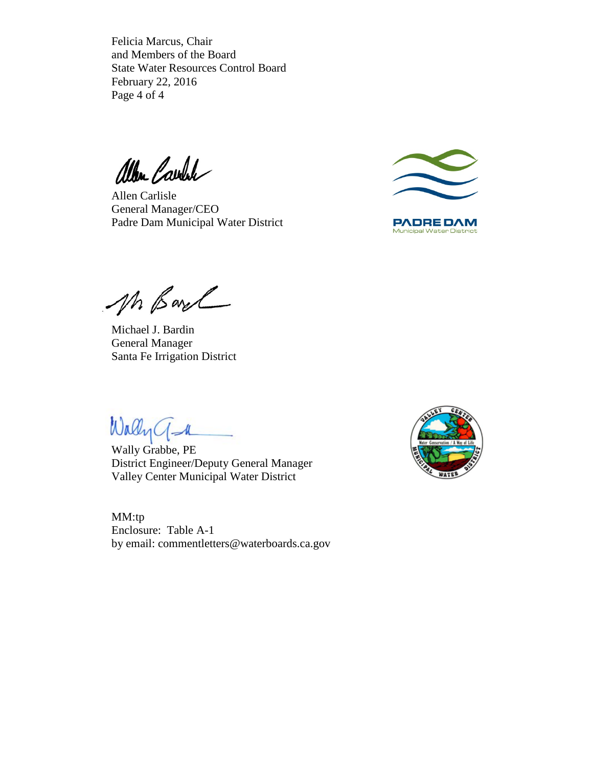Allen Carlisle
General Manager/CEO
Padre Dam Municipal Water District

PADRE DAM
Municipal Water District

Michael J. Bardin
General Manager
Santa Fe Irrigation District

Wally Grabbe, PE
District Engineer/Deputy General Manager
Valley Center Municipal Water District

MM:tp
Enclosure: Table A-1
by email: commentletters@waterboards.ca.gov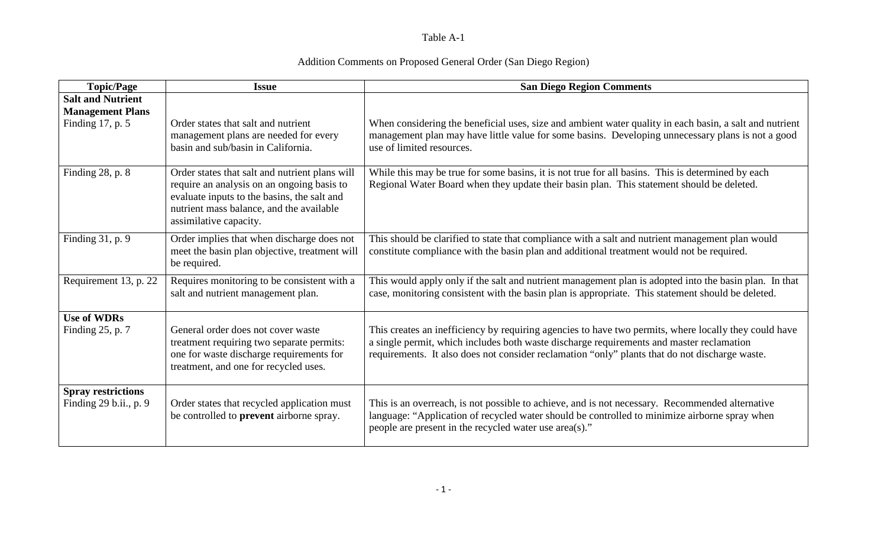Table A-1

Addition Comments on Proposed General Order (San Diego Region)

| Topic/Page | Issue | San Diego Region Comments |
|---|---|---|
| **Salt and Nutrient Management Plans** Finding 17, p. 5 | Order states that salt and nutrient management plans are needed for every basin and sub/basin in California. | When considering the beneficial uses, size and ambient water quality in each basin, a salt and nutrient management plan may have little value for some basins. Developing unnecessary plans is not a good use of limited resources. |
| Finding 28, p. 8 | Order states that salt and nutrient plans will require an analysis on an ongoing basis to evaluate inputs to the basins, the salt and nutrient mass balance, and the available assimilative capacity. | While this may be true for some basins, it is not true for all basins. This is determined by each Regional Water Board when they update their basin plan. This statement should be deleted. |
| Finding 31, p. 9 | Order implies that when discharge does not meet the basin plan objective, treatment will be required. | This should be clarified to state that compliance with a salt and nutrient management plan would constitute compliance with the basin plan and additional treatment would not be required. |
| Requirement 13, p. 22 | Requires monitoring to be consistent with a salt and nutrient management plan. | This would apply only if the salt and nutrient management plan is adopted into the basin plan. In that case, monitoring consistent with the basin plan is appropriate. This statement should be deleted. |
| **Use of WDRs** Finding 25, p. 7 | General order does not cover waste treatment requiring two separate permits: one for waste discharge requirements for treatment, and one for recycled uses. | This creates an inefficiency by requiring agencies to have two permits, where locally they could have a single permit, which includes both waste discharge requirements and master reclamation requirements. It also does not consider reclamation "only" plants that do not discharge waste. |
| **Spray restrictions** Finding 29 b.ii., p. 9 | Order states that recycled application must be controlled to **prevent** airborne spray. | This is an overreach, is not possible to achieve, and is not necessary. Recommended alternative language: "Application of recycled water should be controlled to minimize airborne spray when people are present in the recycled water use area(s)." |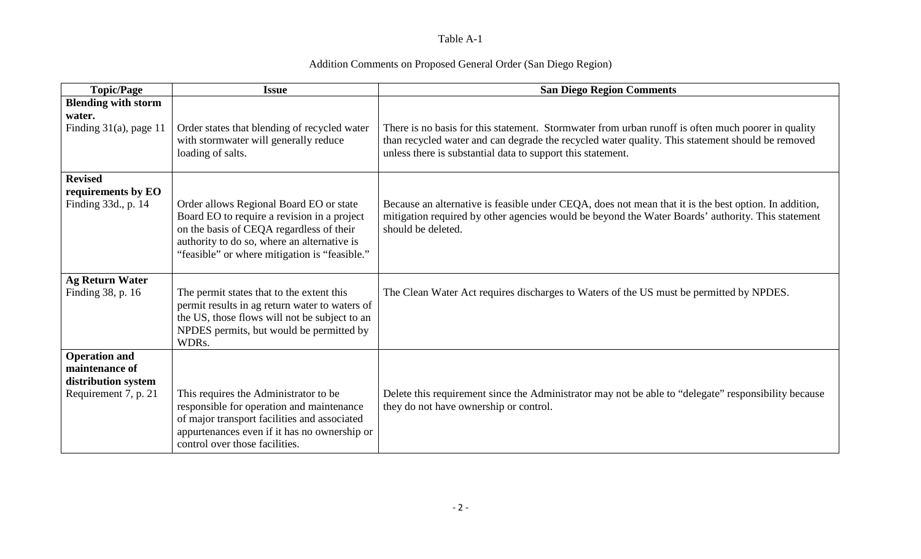Table A-1

Addition Comments on Proposed General Order (San Diego Region)

| Topic/Page | Issue | San Diego Region Comments |
|---|---|---|
| **Blending with storm water.** Finding 31(a), page 11 | Order states that blending of recycled water with stormwater will generally reduce loading of salts. | There is no basis for this statement. Stormwater from urban runoff is often much poorer in quality than recycled water and can degrade the recycled water quality. This statement should be removed unless there is substantial data to support this statement. |
| **Revised requirements by EO** Finding 33d., p. 14 | Order allows Regional Board EO or state Board EO to require a revision in a project on the basis of CEQA regardless of their authority to do so, where an alternative is "feasible" or where mitigation is "feasible." | Because an alternative is feasible under CEQA, does not mean that it is the best option. In addition, mitigation required by other agencies would be beyond the Water Boards' authority. This statement should be deleted. |
| **Ag Return Water** Finding 38, p. 16 | The permit states that to the extent this permit results in ag return water to waters of the US, those flows will not be subject to an NPDES permits, but would be permitted by WDRs. | The Clean Water Act requires discharges to Waters of the US must be permitted by NPDES. |
| **Operation and maintenance of distribution system** Requirement 7, p. 21 | This requires the Administrator to be responsible for operation and maintenance of major transport facilities and associated appurtenances even if it has no ownership or control over those facilities. | Delete this requirement since the Administrator may not be able to "delegate" responsibility because they do not have ownership or control. |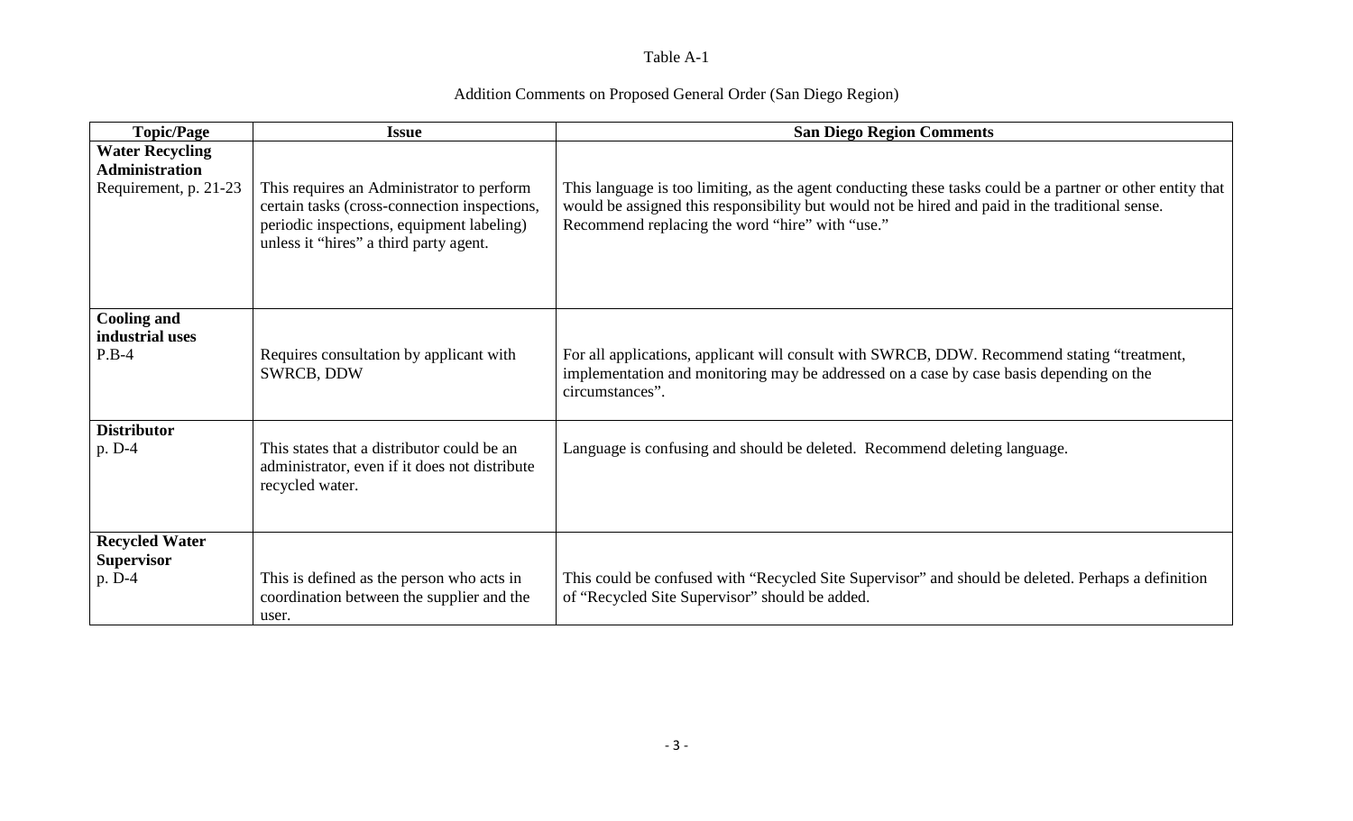Table A-1

Addition Comments on Proposed General Order (San Diego Region)

| Topic/Page | Issue | San Diego Region Comments |
| --- | --- | --- |
| **Water Recycling Administration** Requirement, p. 21-23 | This requires an Administrator to perform certain tasks (cross-connection inspections, periodic inspections, equipment labeling) unless it "hires" a third party agent. | This language is too limiting, as the agent conducting these tasks could be a partner or other entity that would be assigned this responsibility but would not be hired and paid in the traditional sense. Recommend replacing the word "hire" with "use." |
| **Cooling and industrial uses** P.B-4 | Requires consultation by applicant with SWRCB, DDW | For all applications, applicant will consult with SWRCB, DDW. Recommend stating "treatment, implementation and monitoring may be addressed on a case by case basis depending on the circumstances". |
| **Distributor** p. D-4 | This states that a distributor could be an administrator, even if it does not distribute recycled water. | Language is confusing and should be deleted. Recommend deleting language. |
| **Recycled Water Supervisor** p. D-4 | This is defined as the person who acts in coordination between the supplier and the user. | This could be confused with "Recycled Site Supervisor" and should be deleted. Perhaps a definition of "Recycled Site Supervisor" should be added. |